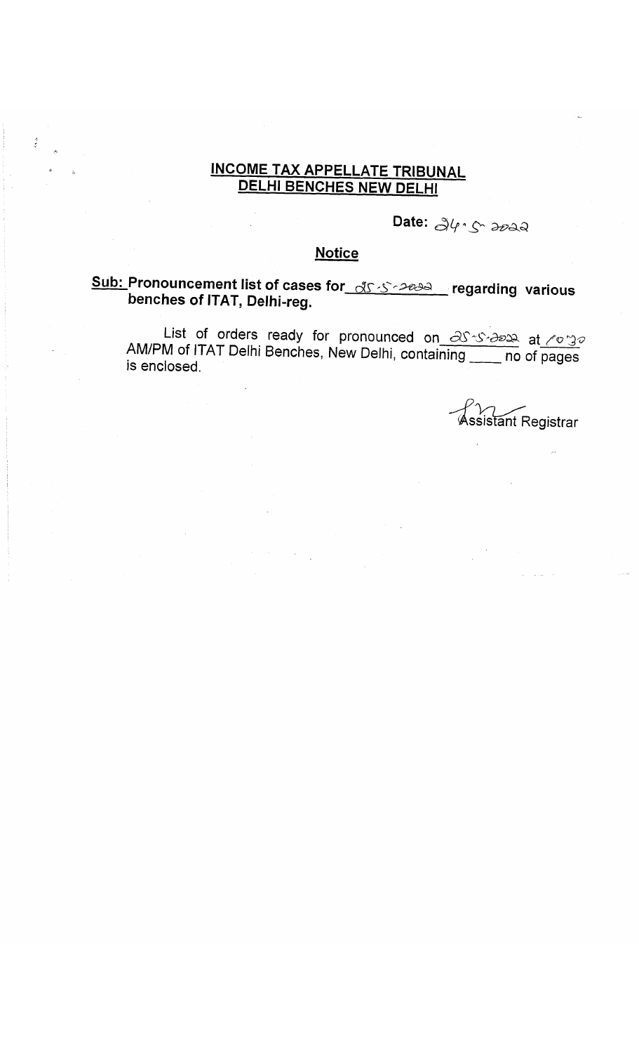## INCOME TAX APPELLATE TRIBUNAL
## DELHI BENCHES NEW DELHI

**Date:** 24.5.2022

### Notice

**Sub: Pronouncement list of cases for 25.5.2022 regarding various benches of ITAT, Delhi-reg.**

List of orders ready for pronounced on 25.5.2022 at 10:30 AM/PM of ITAT Delhi Benches, New Delhi, containing \_\_\_\_ no of pages is enclosed.

Assistant Registrar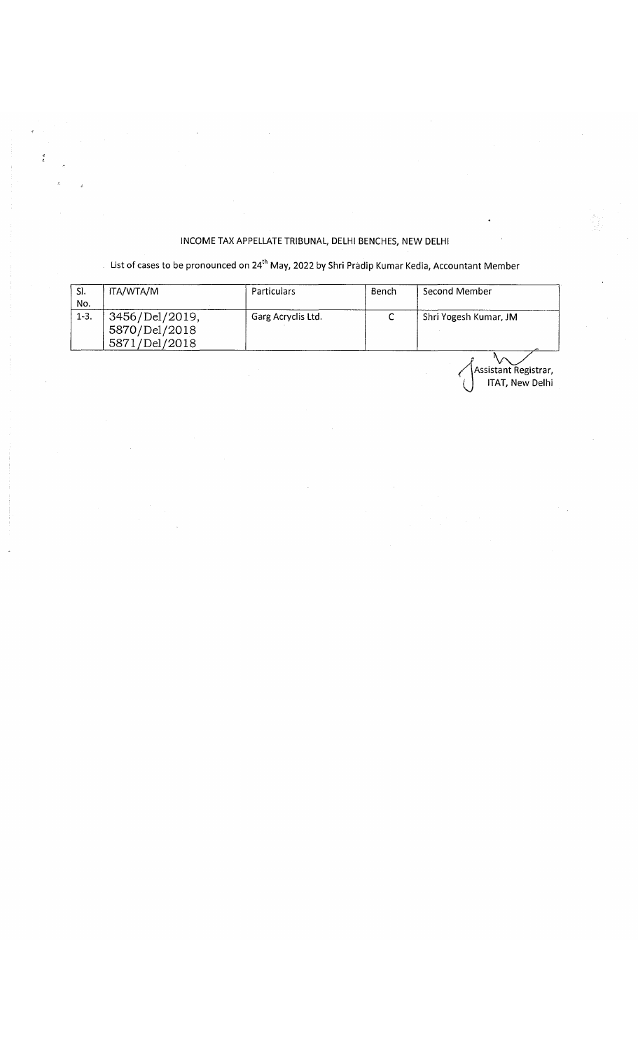INCOME TAX APPELLATE TRIBUNAL, DELHI BENCHES, NEW DELHI

List of cases to be pronounced on 24th May, 2022 by Shri Pradip Kumar Kedia, Accountant Member

| Sl. No. | ITA/WTA/M | Particulars | Bench | Second Member |
|---|---|---|---|---|
| 1-3. | 3456/Del/2019, 5870/Del/2018 5871/Del/2018 | Garg Acryclis Ltd. | C | Shri Yogesh Kumar, JM |

Assistant Registrar,
ITAT, New Delhi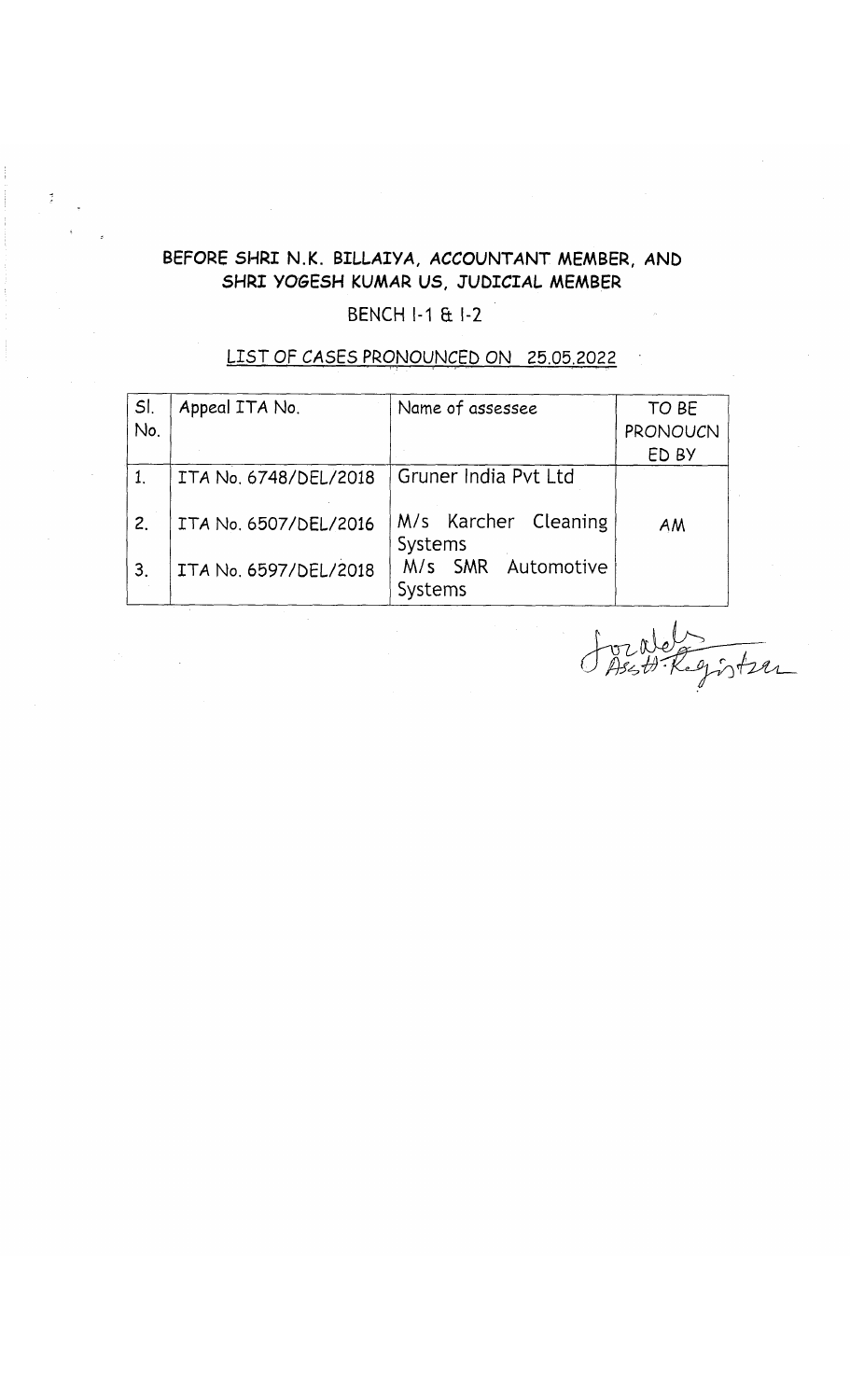**BEFORE SHRI N.K. BILLAIYA, ACCOUNTANT MEMBER, AND SHRI YOGESH KUMAR US, JUDICIAL MEMBER**

BENCH I-1 & I-2

LIST OF CASES PRONOUNCED ON 25.05.2022

| Sl. No. | Appeal ITA No. | Name of assessee | TO BE PRONOUCNED BY |
|---|---|---|---|
| 1. | ITA No. 6748/DEL/2018 | Gruner India Pvt Ltd | AM |
| 2. | ITA No. 6507/DEL/2016 | M/s Karcher Cleaning Systems | |
| 3. | ITA No. 6597/DEL/2018 | M/s SMR Automotive Systems | |

Sd/-
Asstt. Registrar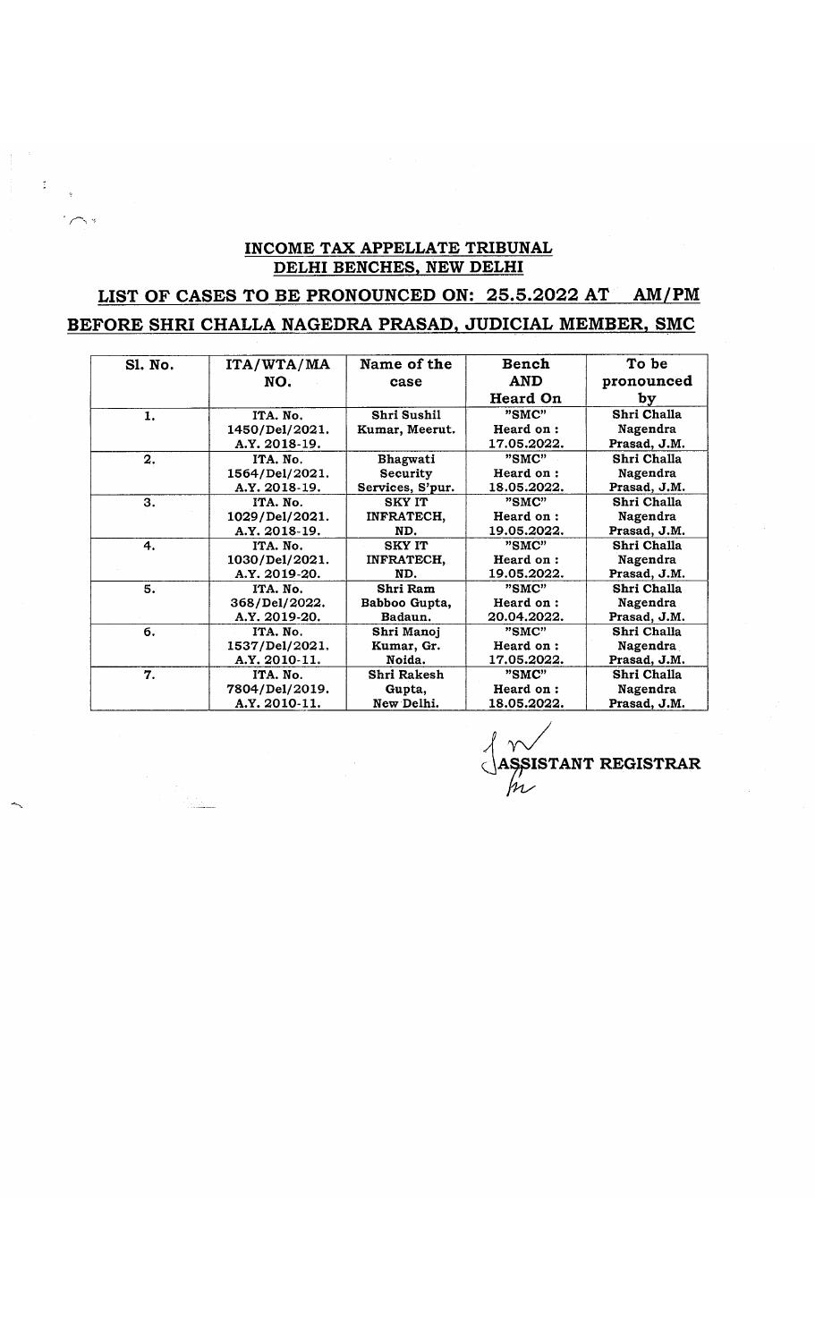## INCOME TAX APPELLATE TRIBUNAL DELHI BENCHES, NEW DELHI

## LIST OF CASES TO BE PRONOUNCED ON: 25.5.2022 AT AM/PM

## BEFORE SHRI CHALLA NAGEDRA PRASAD, JUDICIAL MEMBER, SMC

| Sl. No. | ITA/WTA/MA NO. | Name of the case | Bench AND Heard On | To be pronounced by |
|---|---|---|---|---|
| 1. | ITA. No. 1450/Del/2021. A.Y. 2018-19. | Shri Sushil Kumar, Meerut. | "SMC" Heard on : 17.05.2022. | Shri Challa Nagendra Prasad, J.M. |
| 2. | ITA. No. 1564/Del/2021. A.Y. 2018-19. | Bhagwati Security Services, S'pur. | "SMC" Heard on : 18.05.2022. | Shri Challa Nagendra Prasad, J.M. |
| 3. | ITA. No. 1029/Del/2021. A.Y. 2018-19. | SKY IT INFRATECH, ND. | "SMC" Heard on : 19.05.2022. | Shri Challa Nagendra Prasad, J.M. |
| 4. | ITA. No. 1030/Del/2021. A.Y. 2019-20. | SKY IT INFRATECH, ND. | "SMC" Heard on : 19.05.2022. | Shri Challa Nagendra Prasad, J.M. |
| 5. | ITA. No. 368/Del/2022. A.Y. 2019-20. | Shri Ram Babboo Gupta, Badaun. | "SMC" Heard on : 20.04.2022. | Shri Challa Nagendra Prasad, J.M. |
| 6. | ITA. No. 1537/Del/2021. A.Y. 2010-11. | Shri Manoj Kumar, Gr. Noida. | "SMC" Heard on : 17.05.2022. | Shri Challa Nagendra Prasad, J.M. |
| 7. | ITA. No. 7804/Del/2019. A.Y. 2010-11. | Shri Rakesh Gupta, New Delhi. | "SMC" Heard on : 18.05.2022. | Shri Challa Nagendra Prasad, J.M. |

**ASSISTANT REGISTRAR**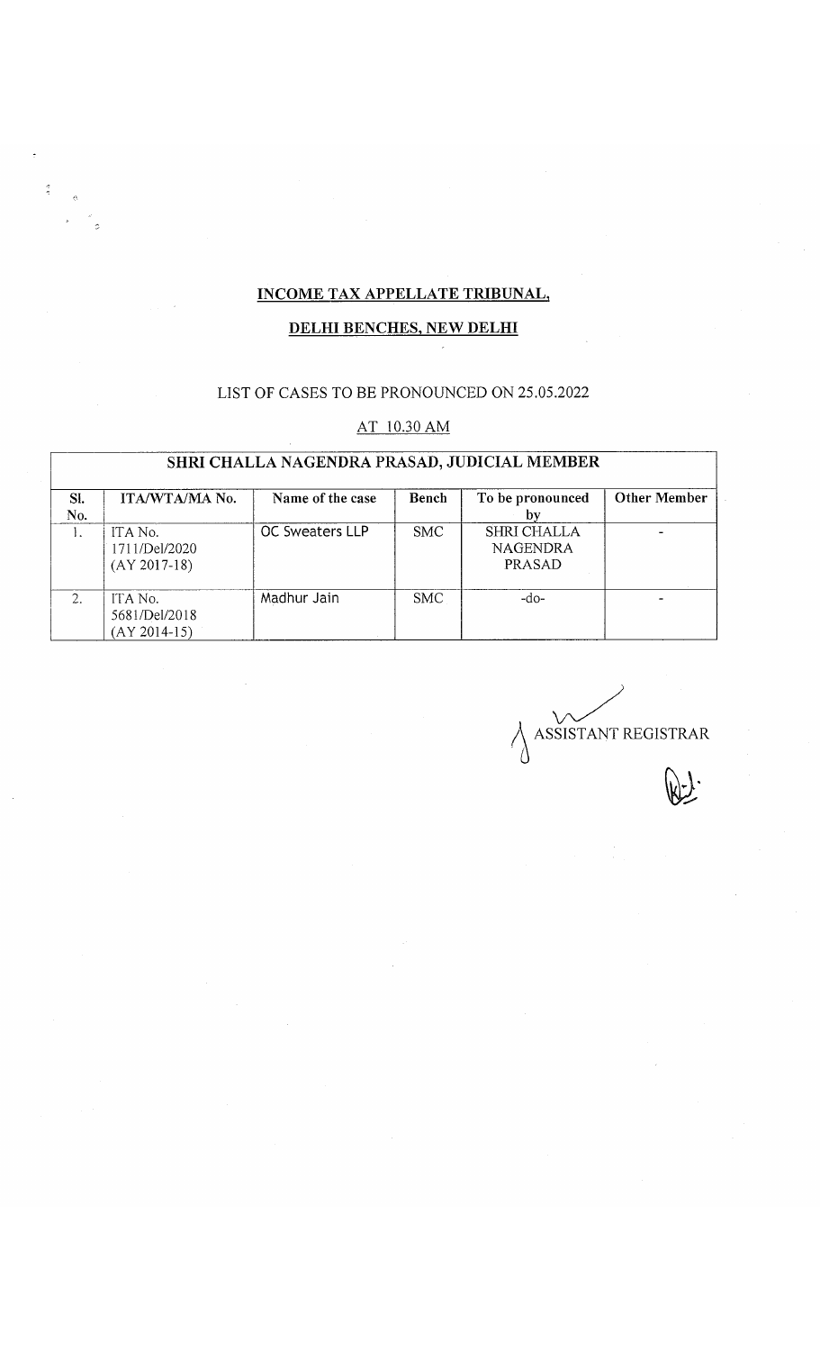# INCOME TAX APPELLATE TRIBUNAL,

## DELHI BENCHES, NEW DELHI

LIST OF CASES TO BE PRONOUNCED ON 25.05.2022

AT 10.30 AM

| SHRI CHALLA NAGENDRA PRASAD, JUDICIAL MEMBER | | | | | |
|---|---|---|---|---|---|
| Sl. No. | ITA/WTA/MA No. | Name of the case | Bench | To be pronounced by | Other Member |
| 1. | ITA No. 1711/Del/2020 (AY 2017-18) | OC Sweaters LLP | SMC | SHRI CHALLA NAGENDRA PRASAD | - |
| 2. | ITA No. 5681/Del/2018 (AY 2014-15) | Madhur Jain | SMC | -do- | - |

ASSISTANT REGISTRAR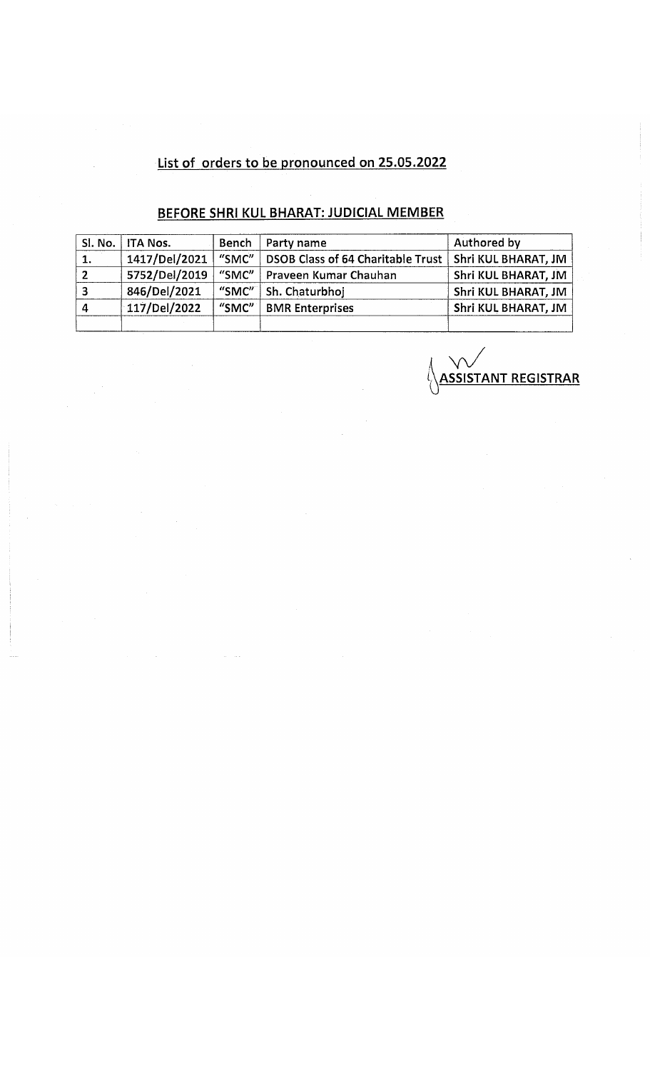## List of orders to be pronounced on 25.05.2022

## BEFORE SHRI KUL BHARAT: JUDICIAL MEMBER

| Sl. No. | ITA Nos. | Bench | Party name | Authored by |
|---|---|---|---|---|
| 1. | 1417/Del/2021 | "SMC" | DSOB Class of 64 Charitable Trust | Shri KUL BHARAT, JM |
| 2 | 5752/Del/2019 | "SMC" | Praveen Kumar Chauhan | Shri KUL BHARAT, JM |
| 3 | 846/Del/2021 | "SMC" | Sh. Chaturbhoj | Shri KUL BHARAT, JM |
| 4 | 117/Del/2022 | "SMC" | BMR Enterprises | Shri KUL BHARAT, JM |
| | | | | |

**ASSISTANT REGISTRAR**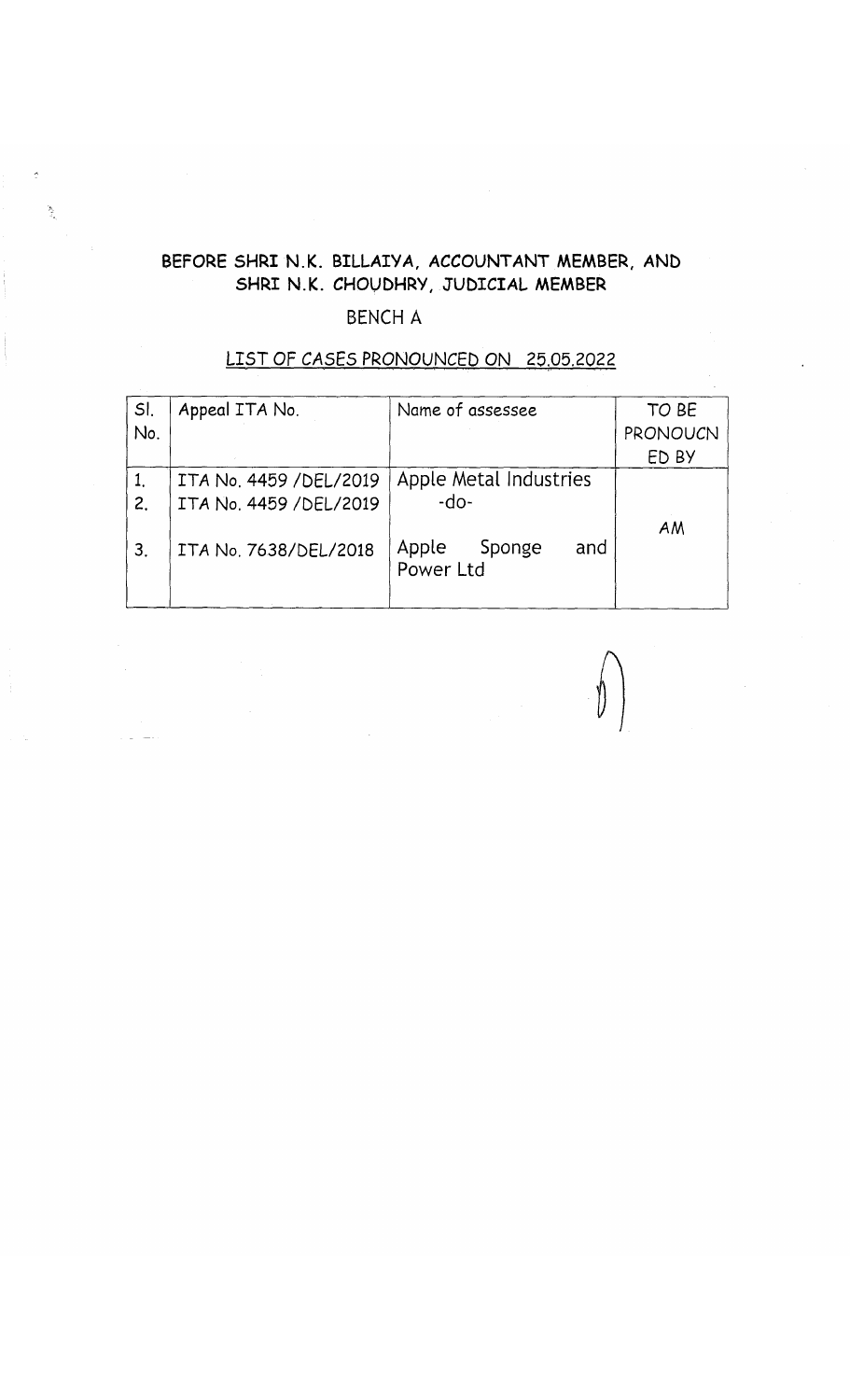**BEFORE SHRI N.K. BILLAIYA, ACCOUNTANT MEMBER, AND SHRI N.K. CHOUDHRY, JUDICIAL MEMBER**

BENCH A

LIST OF CASES PRONOUNCED ON 25.05.2022

| Sl. No. | Appeal ITA No. | Name of assessee | TO BE PRONOUCNED BY |
|---|---|---|---|
| 1. | ITA No. 4459 /DEL/2019 | Apple Metal Industries | |
| 2. | ITA No. 4459 /DEL/2019 | -do- | AM |
| 3. | ITA No. 7638/DEL/2018 | Apple Sponge and Power Ltd | |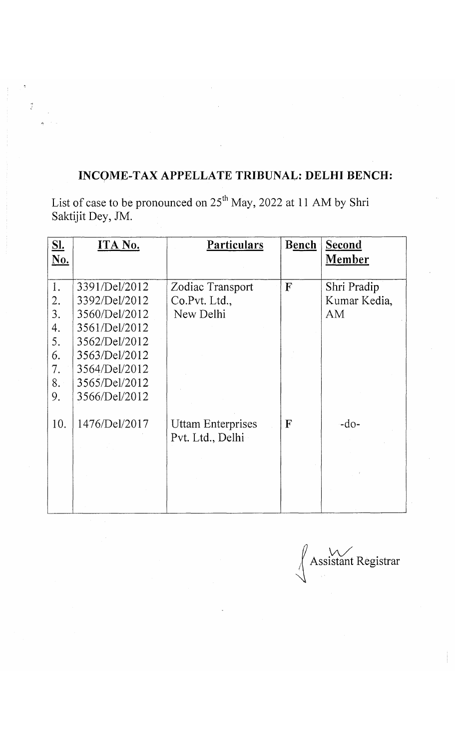# INCOME-TAX APPELLATE TRIBUNAL: DELHI BENCH:

List of case to be pronounced on 25th May, 2022 at 11 AM by Shri Saktijit Dey, JM.

| Sl. No. | ITA No. | Particulars | Bench | Second Member |
|---|---|---|---|---|
| 1. | 3391/Del/2012 | Zodiac Transport Co.Pvt. Ltd., New Delhi | F | Shri Pradip Kumar Kedia, AM |
| 2. | 3392/Del/2012 | | | |
| 3. | 3560/Del/2012 | | | |
| 4. | 3561/Del/2012 | | | |
| 5. | 3562/Del/2012 | | | |
| 6. | 3563/Del/2012 | | | |
| 7. | 3564/Del/2012 | | | |
| 8. | 3565/Del/2012 | | | |
| 9. | 3566/Del/2012 | | | |
| 10. | 1476/Del/2017 | Uttam Enterprises Pvt. Ltd., Delhi | F | -do- |

Assistant Registrar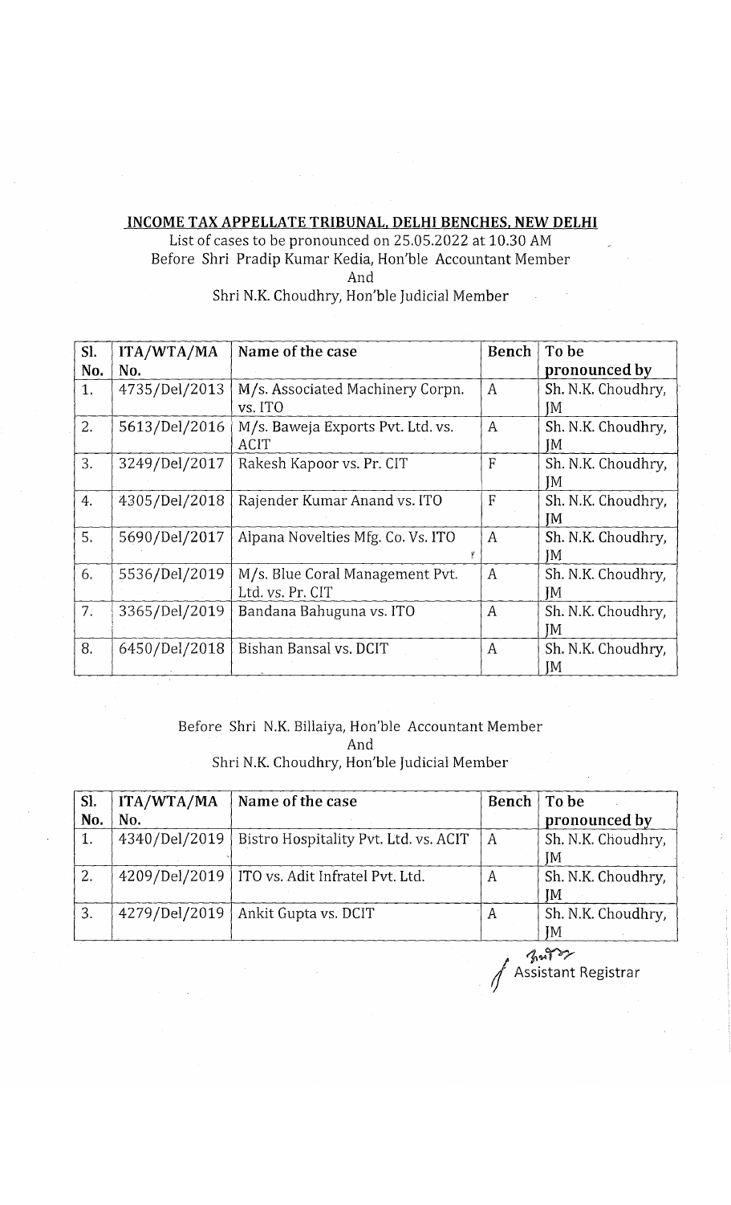## INCOME TAX APPELLATE TRIBUNAL, DELHI BENCHES, NEW DELHI

List of cases to be pronounced on 25.05.2022 at 10.30 AM
Before Shri Pradip Kumar Kedia, Hon'ble Accountant Member
And
Shri N.K. Choudhry, Hon'ble Judicial Member

| Sl. No. | ITA/WTA/MA No. | Name of the case | Bench | To be pronounced by |
|---|---|---|---|---|
| 1. | 4735/Del/2013 | M/s. Associated Machinery Corpn. vs. ITO | A | Sh. N.K. Choudhry, JM |
| 2. | 5613/Del/2016 | M/s. Baweja Exports Pvt. Ltd. vs. ACIT | A | Sh. N.K. Choudhry, JM |
| 3. | 3249/Del/2017 | Rakesh Kapoor vs. Pr. CIT | F | Sh. N.K. Choudhry, JM |
| 4. | 4305/Del/2018 | Rajender Kumar Anand vs. ITO | F | Sh. N.K. Choudhry, JM |
| 5. | 5690/Del/2017 | Alpana Novelties Mfg. Co. Vs. ITO | A | Sh. N.K. Choudhry, JM |
| 6. | 5536/Del/2019 | M/s. Blue Coral Management Pvt. Ltd. vs. Pr. CIT | A | Sh. N.K. Choudhry, JM |
| 7. | 3365/Del/2019 | Bandana Bahuguna vs. ITO | A | Sh. N.K. Choudhry, JM |
| 8. | 6450/Del/2018 | Bishan Bansal vs. DCIT | A | Sh. N.K. Choudhry, JM |

Before Shri N.K. Billaiya, Hon'ble Accountant Member
And
Shri N.K. Choudhry, Hon'ble Judicial Member

| Sl. No. | ITA/WTA/MA No. | Name of the case | Bench | To be pronounced by |
|---|---|---|---|---|
| 1. | 4340/Del/2019 | Bistro Hospitality Pvt. Ltd. vs. ACIT | A | Sh. N.K. Choudhry, JM |
| 2. | 4209/Del/2019 | ITO vs. Adit Infratel Pvt. Ltd. | A | Sh. N.K. Choudhry, JM |
| 3. | 4279/Del/2019 | Ankit Gupta vs. DCIT | A | Sh. N.K. Choudhry, JM |

Assistant Registrar